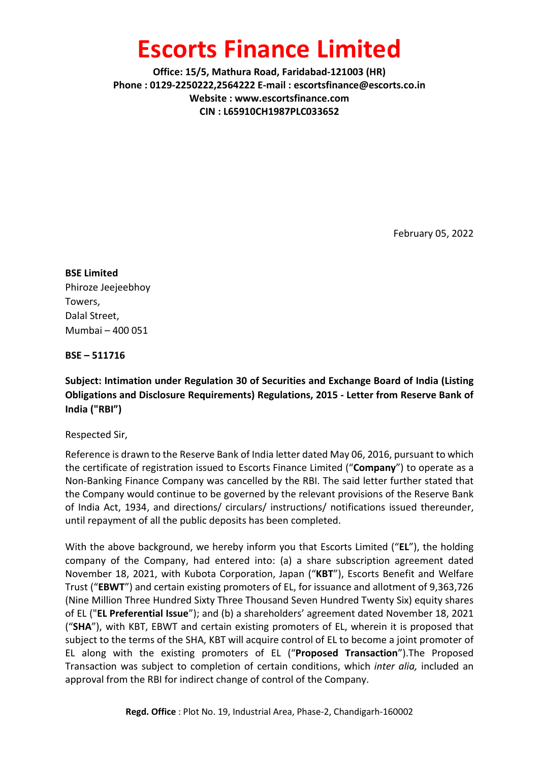# Escorts Finance Limited

**Office: 15/5, Mathura Road, Faridabad-121003 (HR)**
**Phone : 0129-2250222,2564222 E-mail : escortsfinance@escorts.co.in**
**Website : www.escortsfinance.com**
**CIN : L65910CH1987PLC033652**

February 05, 2022

**BSE Limited**
Phiroze Jeejeebhoy
Towers,
Dalal Street,
Mumbai – 400 051

**BSE – 511716**

**Subject: Intimation under Regulation 30 of Securities and Exchange Board of India (Listing Obligations and Disclosure Requirements) Regulations, 2015 - Letter from Reserve Bank of India ("RBI")**

Respected Sir,

Reference is drawn to the Reserve Bank of India letter dated May 06, 2016, pursuant to which the certificate of registration issued to Escorts Finance Limited ("**Company**") to operate as a Non-Banking Finance Company was cancelled by the RBI. The said letter further stated that the Company would continue to be governed by the relevant provisions of the Reserve Bank of India Act, 1934, and directions/ circulars/ instructions/ notifications issued thereunder, until repayment of all the public deposits has been completed.

With the above background, we hereby inform you that Escorts Limited ("**EL**"), the holding company of the Company, had entered into: (a) a share subscription agreement dated November 18, 2021, with Kubota Corporation, Japan ("**KBT**"), Escorts Benefit and Welfare Trust ("**EBWT**") and certain existing promoters of EL, for issuance and allotment of 9,363,726 (Nine Million Three Hundred Sixty Three Thousand Seven Hundred Twenty Six) equity shares of EL ("**EL Preferential Issue**"); and (b) a shareholders' agreement dated November 18, 2021 ("**SHA**"), with KBT, EBWT and certain existing promoters of EL, wherein it is proposed that subject to the terms of the SHA, KBT will acquire control of EL to become a joint promoter of EL along with the existing promoters of EL ("**Proposed Transaction**").The Proposed Transaction was subject to completion of certain conditions, which *inter alia,* included an approval from the RBI for indirect change of control of the Company.

**Regd. Office** : Plot No. 19, Industrial Area, Phase-2, Chandigarh-160002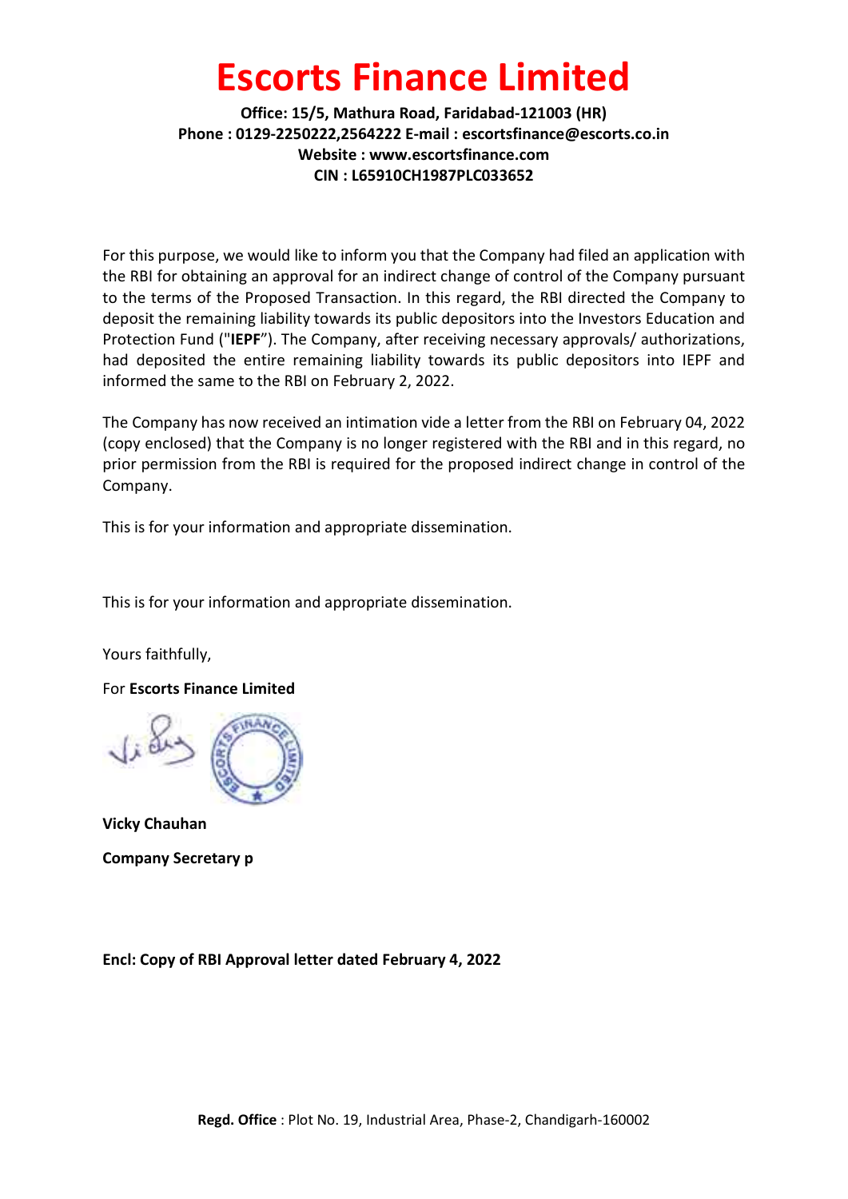# Escorts Finance Limited

**Office: 15/5, Mathura Road, Faridabad-121003 (HR)**
**Phone : 0129-2250222,2564222 E-mail : escortsfinance@escorts.co.in**
**Website : www.escortsfinance.com**
**CIN : L65910CH1987PLC033652**

For this purpose, we would like to inform you that the Company had filed an application with the RBI for obtaining an approval for an indirect change of control of the Company pursuant to the terms of the Proposed Transaction. In this regard, the RBI directed the Company to deposit the remaining liability towards its public depositors into the Investors Education and Protection Fund ("**IEPF**"). The Company, after receiving necessary approvals/ authorizations, had deposited the entire remaining liability towards its public depositors into IEPF and informed the same to the RBI on February 2, 2022.

The Company has now received an intimation vide a letter from the RBI on February 04, 2022 (copy enclosed) that the Company is no longer registered with the RBI and in this regard, no prior permission from the RBI is required for the proposed indirect change in control of the Company.

This is for your information and appropriate dissemination.

This is for your information and appropriate dissemination.

Yours faithfully,

For **Escorts Finance Limited**

**Vicky Chauhan**

**Company Secretary p**

**Encl: Copy of RBI Approval letter dated February 4, 2022**

**Regd. Office** : Plot No. 19, Industrial Area, Phase-2, Chandigarh-160002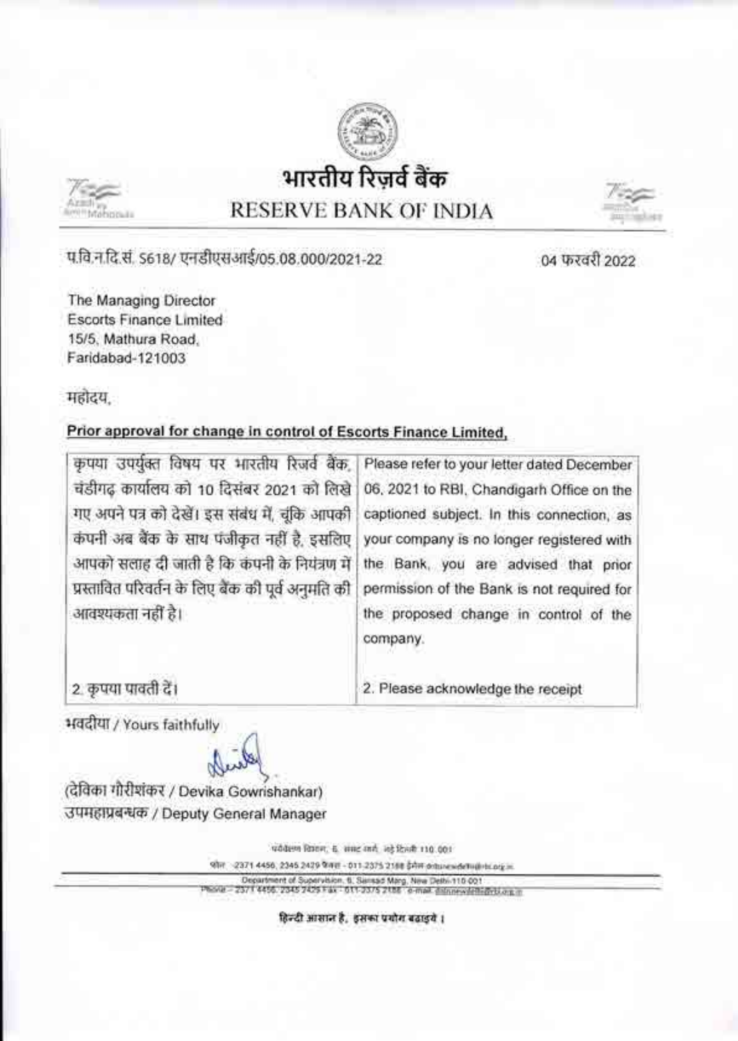# भारतीय रिज़र्व बैंक

# RESERVE BANK OF INDIA

प.वि.न.दि.सं. S618/ एनडीएसआई/05.08.000/2021-22

04 फरवरी 2022

The Managing Director
Escorts Finance Limited
15/5, Mathura Road,
Faridabad-121003

महोदय,

**Prior approval for change in control of Escorts Finance Limited,**

| | |
|---|---|
| कृपया उपर्युक्त विषय पर भारतीय रिजर्व बैंक, चंडीगढ़ कार्यालय को 10 दिसंबर 2021 को लिखे गए अपने पत्र को देखें। इस संबंध में, चूंकि आपकी कंपनी अब बैंक के साथ पंजीकृत नहीं है, इसलिए आपको सलाह दी जाती है कि कंपनी के नियंत्रण में प्रस्तावित परिवर्तन के लिए बैंक की पूर्व अनुमति की आवश्यकता नहीं है। | Please refer to your letter dated December 06, 2021 to RBI, Chandigarh Office on the captioned subject. In this connection, as your company is no longer registered with the Bank, you are advised that prior permission of the Bank is not required for the proposed change in control of the company. |
| 2. कृपया पावती दें। | 2. Please acknowledge the receipt |

भवदीया / Yours faithfully

(देविका गौरीशंकर / Devika Gowrishankar)
उपमहाप्रबन्धक / Deputy General Manager

पर्यवेक्षण विभाग, 6, संसद मार्ग, नई दिल्ली 110 001
फोन -2371 4456, 2345 2429 फैक्स - 011-2375 2188 ईमेल dnbsnewdelhi@rbi.org.in

Department of Supervision, 6, Sansad Marg, New Delhi-110 001
Phone - 2371 4456, 2345 2429 Fax - 011-2375 2188 e-mail dnbsnewdelhi@rbi.org.in

हिन्दी आसान है, इसका प्रयोग बढ़ाइये ।